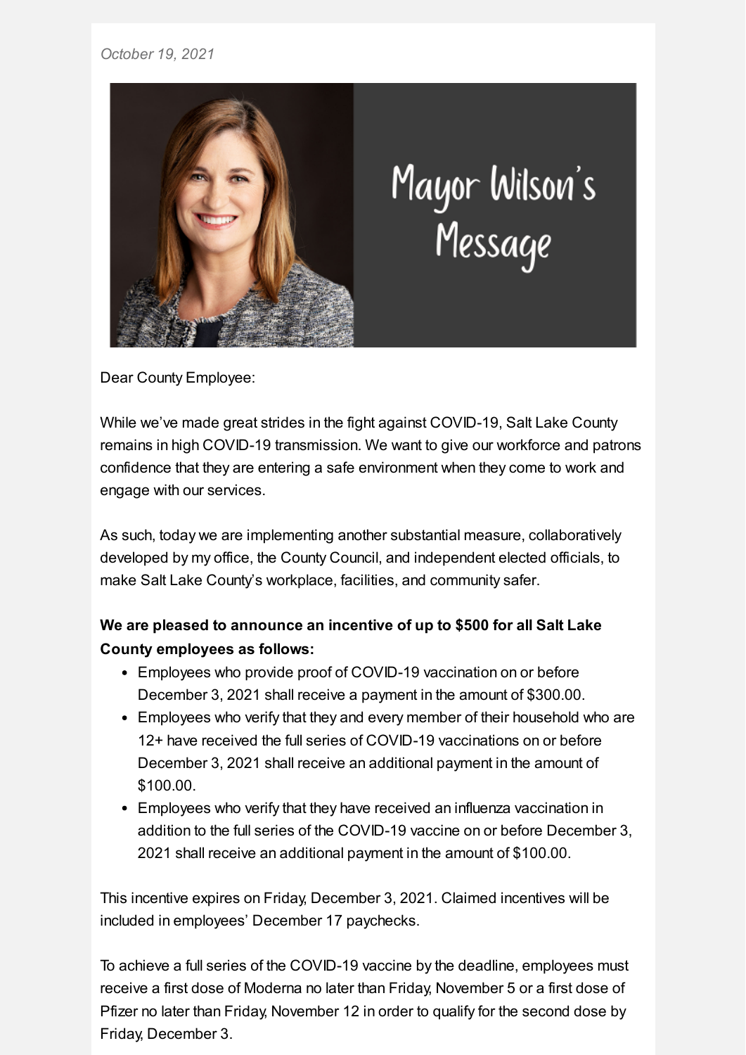*October 19, 2021*

Mayor Wilson's Message

Dear County Employee:

While we've made great strides in the fight against COVID-19, Salt Lake County remains in high COVID-19 transmission. We want to give our workforce and patrons confidence that they are entering a safe environment when they come to work and engage with our services.

As such, today we are implementing another substantial measure, collaboratively developed by my office, the County Council, and independent elected officials, to make Salt Lake County's workplace, facilities, and community safer.

**We are pleased to announce an incentive of up to $500 for all Salt Lake County employees as follows:**

- Employees who provide proof of COVID-19 vaccination on or before December 3, 2021 shall receive a payment in the amount of $300.00.
- Employees who verify that they and every member of their household who are 12+ have received the full series of COVID-19 vaccinations on or before December 3, 2021 shall receive an additional payment in the amount of $100.00.
- Employees who verify that they have received an influenza vaccination in addition to the full series of the COVID-19 vaccine on or before December 3, 2021 shall receive an additional payment in the amount of $100.00.

This incentive expires on Friday, December 3, 2021. Claimed incentives will be included in employees' December 17 paychecks.

To achieve a full series of the COVID-19 vaccine by the deadline, employees must receive a first dose of Moderna no later than Friday, November 5 or a first dose of Pfizer no later than Friday, November 12 in order to qualify for the second dose by Friday, December 3.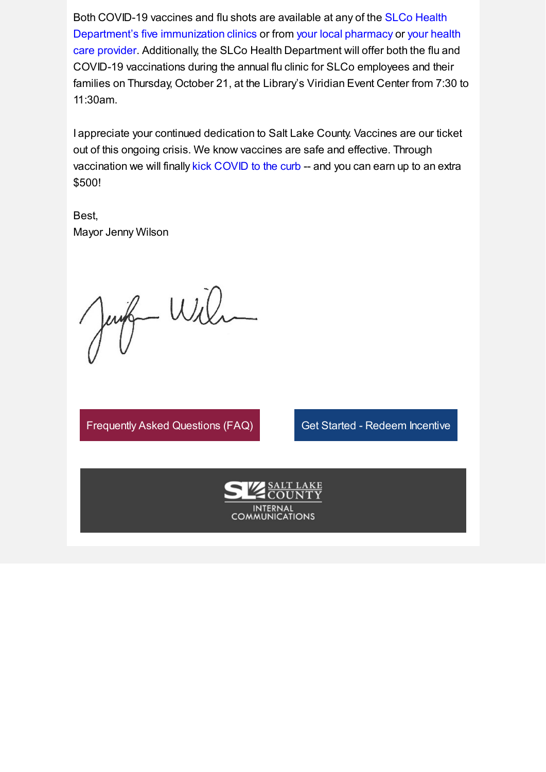Both COVID-19 vaccines and flu shots are available at any of the SLCo Health Department's five immunization clinics or from your local pharmacy or your health care provider. Additionally, the SLCo Health Department will offer both the flu and COVID-19 vaccinations during the annual flu clinic for SLCo employees and their families on Thursday, October 21, at the Library's Viridian Event Center from 7:30 to 11:30am.

I appreciate your continued dedication to Salt Lake County. Vaccines are our ticket out of this ongoing crisis. We know vaccines are safe and effective. Through vaccination we will finally kick COVID to the curb -- and you can earn up to an extra $500!

Best,
Mayor Jenny Wilson

Frequently Asked Questions (FAQ)

Get Started - Redeem Incentive

SALT LAKE COUNTY
INTERNAL COMMUNICATIONS